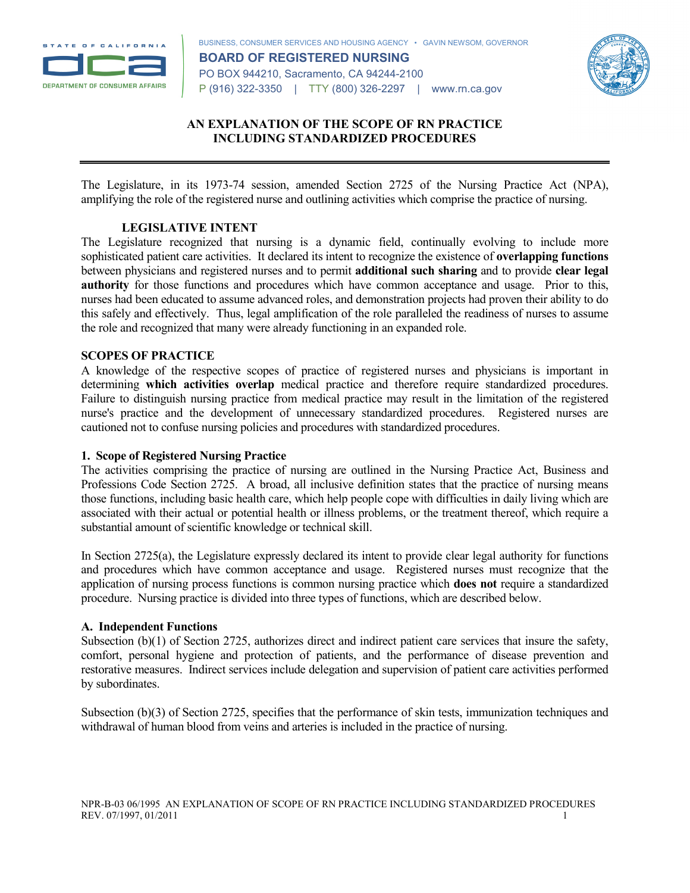STATE OF CALIFORNIA
DEPARTMENT OF CONSUMER AFFAIRS

BUSINESS, CONSUMER SERVICES AND HOUSING AGENCY • GAVIN NEWSOM, GOVERNOR

**BOARD OF REGISTERED NURSING**

PO BOX 944210, Sacramento, CA 94244-2100

P (916) 322-3350 | TTY (800) 326-2297 | www.rn.ca.gov

# AN EXPLANATION OF THE SCOPE OF RN PRACTICE INCLUDING STANDARDIZED PROCEDURES

The Legislature, in its 1973-74 session, amended Section 2725 of the Nursing Practice Act (NPA), amplifying the role of the registered nurse and outlining activities which comprise the practice of nursing.

## LEGISLATIVE INTENT

The Legislature recognized that nursing is a dynamic field, continually evolving to include more sophisticated patient care activities. It declared its intent to recognize the existence of **overlapping functions** between physicians and registered nurses and to permit **additional such sharing** and to provide **clear legal authority** for those functions and procedures which have common acceptance and usage. Prior to this, nurses had been educated to assume advanced roles, and demonstration projects had proven their ability to do this safely and effectively. Thus, legal amplification of the role paralleled the readiness of nurses to assume the role and recognized that many were already functioning in an expanded role.

## SCOPES OF PRACTICE

A knowledge of the respective scopes of practice of registered nurses and physicians is important in determining **which activities overlap** medical practice and therefore require standardized procedures. Failure to distinguish nursing practice from medical practice may result in the limitation of the registered nurse's practice and the development of unnecessary standardized procedures. Registered nurses are cautioned not to confuse nursing policies and procedures with standardized procedures.

### 1. Scope of Registered Nursing Practice

The activities comprising the practice of nursing are outlined in the Nursing Practice Act, Business and Professions Code Section 2725. A broad, all inclusive definition states that the practice of nursing means those functions, including basic health care, which help people cope with difficulties in daily living which are associated with their actual or potential health or illness problems, or the treatment thereof, which require a substantial amount of scientific knowledge or technical skill.

In Section 2725(a), the Legislature expressly declared its intent to provide clear legal authority for functions and procedures which have common acceptance and usage. Registered nurses must recognize that the application of nursing process functions is common nursing practice which **does not** require a standardized procedure. Nursing practice is divided into three types of functions, which are described below.

#### A. Independent Functions

Subsection (b)(1) of Section 2725, authorizes direct and indirect patient care services that insure the safety, comfort, personal hygiene and protection of patients, and the performance of disease prevention and restorative measures. Indirect services include delegation and supervision of patient care activities performed by subordinates.

Subsection (b)(3) of Section 2725, specifies that the performance of skin tests, immunization techniques and withdrawal of human blood from veins and arteries is included in the practice of nursing.

NPR-B-03 06/1995 AN EXPLANATION OF SCOPE OF RN PRACTICE INCLUDING STANDARDIZED PROCEDURES
REV. 07/1997, 01/2011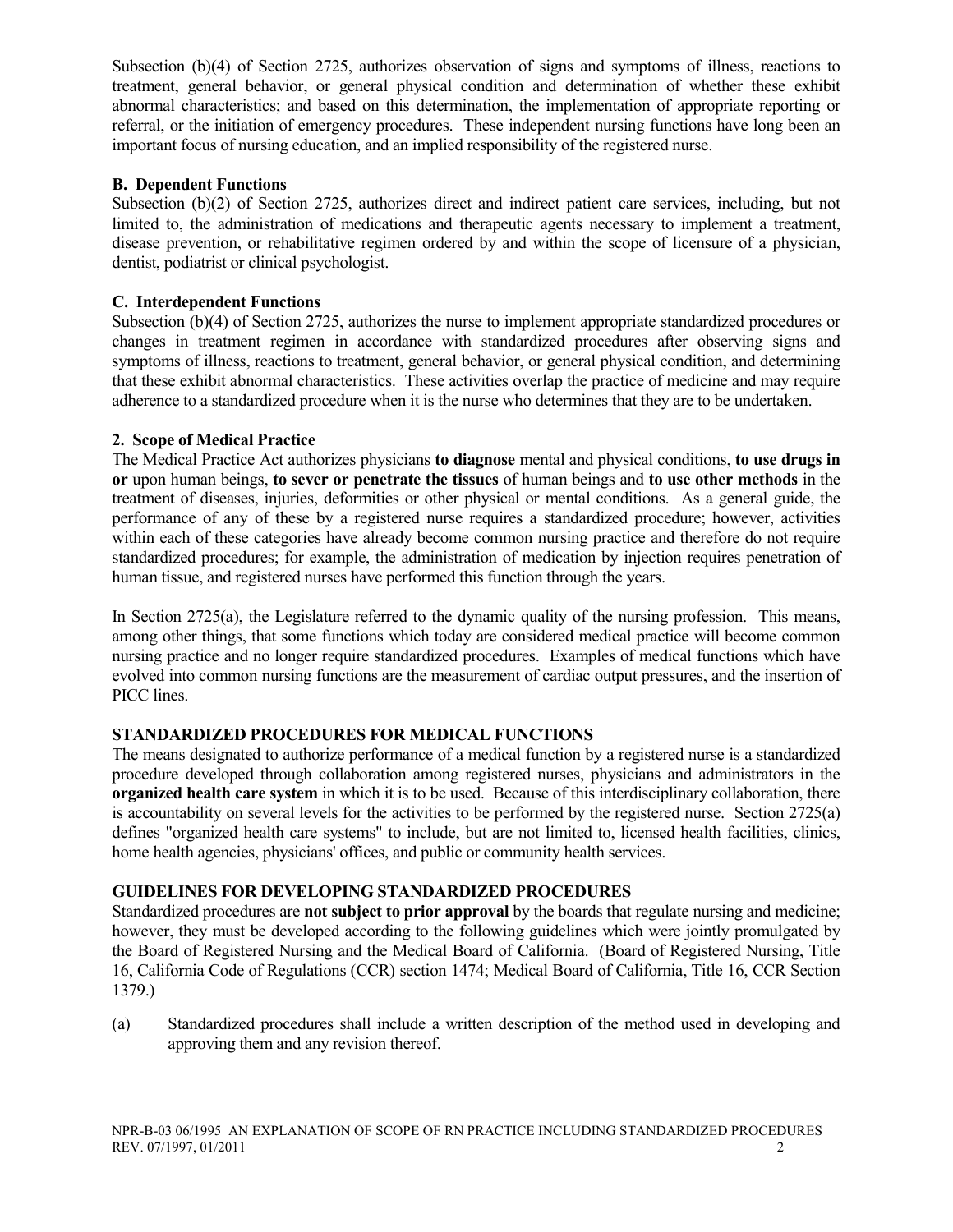Subsection (b)(4) of Section 2725, authorizes observation of signs and symptoms of illness, reactions to treatment, general behavior, or general physical condition and determination of whether these exhibit abnormal characteristics; and based on this determination, the implementation of appropriate reporting or referral, or the initiation of emergency procedures. These independent nursing functions have long been an important focus of nursing education, and an implied responsibility of the registered nurse.

**B. Dependent Functions**

Subsection (b)(2) of Section 2725, authorizes direct and indirect patient care services, including, but not limited to, the administration of medications and therapeutic agents necessary to implement a treatment, disease prevention, or rehabilitative regimen ordered by and within the scope of licensure of a physician, dentist, podiatrist or clinical psychologist.

**C. Interdependent Functions**

Subsection (b)(4) of Section 2725, authorizes the nurse to implement appropriate standardized procedures or changes in treatment regimen in accordance with standardized procedures after observing signs and symptoms of illness, reactions to treatment, general behavior, or general physical condition, and determining that these exhibit abnormal characteristics. These activities overlap the practice of medicine and may require adherence to a standardized procedure when it is the nurse who determines that they are to be undertaken.

**2. Scope of Medical Practice**

The Medical Practice Act authorizes physicians **to diagnose** mental and physical conditions, **to use drugs in or** upon human beings, **to sever or penetrate the tissues** of human beings and **to use other methods** in the treatment of diseases, injuries, deformities or other physical or mental conditions. As a general guide, the performance of any of these by a registered nurse requires a standardized procedure; however, activities within each of these categories have already become common nursing practice and therefore do not require standardized procedures; for example, the administration of medication by injection requires penetration of human tissue, and registered nurses have performed this function through the years.

In Section 2725(a), the Legislature referred to the dynamic quality of the nursing profession. This means, among other things, that some functions which today are considered medical practice will become common nursing practice and no longer require standardized procedures. Examples of medical functions which have evolved into common nursing functions are the measurement of cardiac output pressures, and the insertion of PICC lines.

## STANDARDIZED PROCEDURES FOR MEDICAL FUNCTIONS

The means designated to authorize performance of a medical function by a registered nurse is a standardized procedure developed through collaboration among registered nurses, physicians and administrators in the **organized health care system** in which it is to be used. Because of this interdisciplinary collaboration, there is accountability on several levels for the activities to be performed by the registered nurse. Section 2725(a) defines "organized health care systems" to include, but are not limited to, licensed health facilities, clinics, home health agencies, physicians' offices, and public or community health services.

## GUIDELINES FOR DEVELOPING STANDARDIZED PROCEDURES

Standardized procedures are **not subject to prior approval** by the boards that regulate nursing and medicine; however, they must be developed according to the following guidelines which were jointly promulgated by the Board of Registered Nursing and the Medical Board of California. (Board of Registered Nursing, Title 16, California Code of Regulations (CCR) section 1474; Medical Board of California, Title 16, CCR Section 1379.)

(a) Standardized procedures shall include a written description of the method used in developing and approving them and any revision thereof.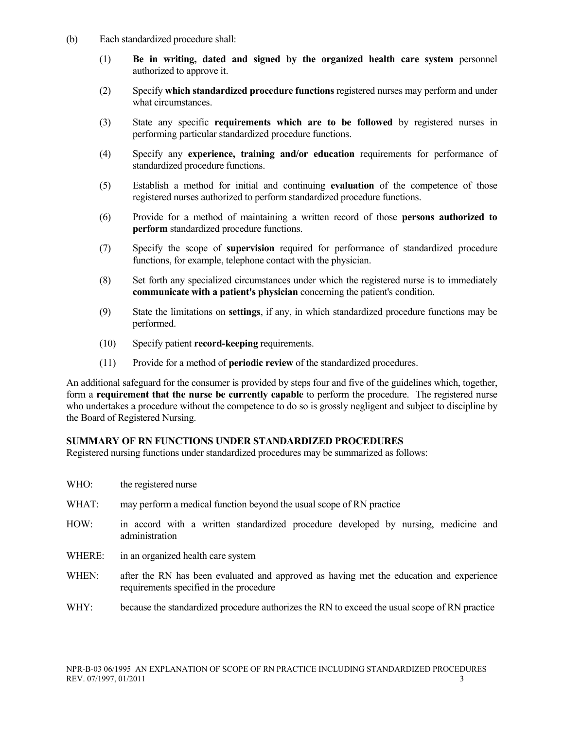(b) Each standardized procedure shall:

(1) **Be in writing, dated and signed by the organized health care system** personnel authorized to approve it.

(2) Specify **which standardized procedure functions** registered nurses may perform and under what circumstances.

(3) State any specific **requirements which are to be followed** by registered nurses in performing particular standardized procedure functions.

(4) Specify any **experience, training and/or education** requirements for performance of standardized procedure functions.

(5) Establish a method for initial and continuing **evaluation** of the competence of those registered nurses authorized to perform standardized procedure functions.

(6) Provide for a method of maintaining a written record of those **persons authorized to perform** standardized procedure functions.

(7) Specify the scope of **supervision** required for performance of standardized procedure functions, for example, telephone contact with the physician.

(8) Set forth any specialized circumstances under which the registered nurse is to immediately **communicate with a patient's physician** concerning the patient's condition.

(9) State the limitations on **settings**, if any, in which standardized procedure functions may be performed.

(10) Specify patient **record-keeping** requirements.

(11) Provide for a method of **periodic review** of the standardized procedures.

An additional safeguard for the consumer is provided by steps four and five of the guidelines which, together, form a **requirement that the nurse be currently capable** to perform the procedure. The registered nurse who undertakes a procedure without the competence to do so is grossly negligent and subject to discipline by the Board of Registered Nursing.

**SUMMARY OF RN FUNCTIONS UNDER STANDARDIZED PROCEDURES**

Registered nursing functions under standardized procedures may be summarized as follows:

WHO: the registered nurse

WHAT: may perform a medical function beyond the usual scope of RN practice

HOW: in accord with a written standardized procedure developed by nursing, medicine and administration

WHERE: in an organized health care system

WHEN: after the RN has been evaluated and approved as having met the education and experience requirements specified in the procedure

WHY: because the standardized procedure authorizes the RN to exceed the usual scope of RN practice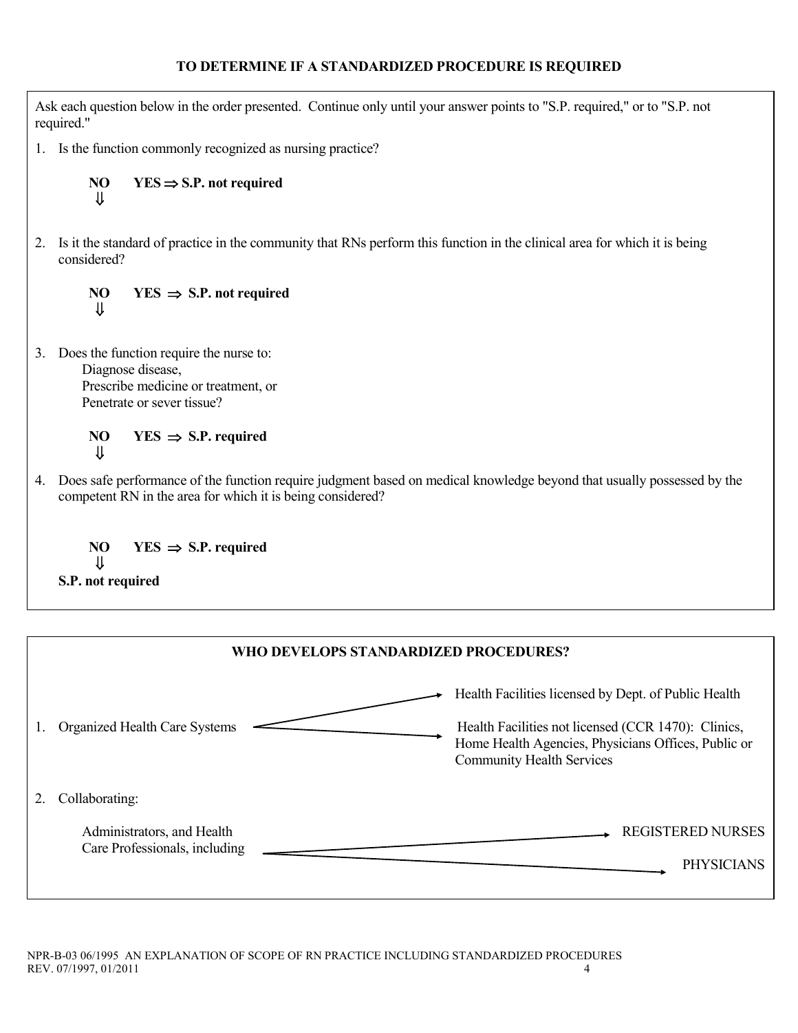## TO DETERMINE IF A STANDARDIZED PROCEDURE IS REQUIRED

Ask each question below in the order presented. Continue only until your answer points to "S.P. required," or to "S.P. not required."

1. Is the function commonly recognized as nursing practice?

   **NO** ⇓ **YES ⇒ S.P. not required**

2. Is it the standard of practice in the community that RNs perform this function in the clinical area for which it is being considered?

   **NO** ⇓ **YES ⇒ S.P. not required**

3. Does the function require the nurse to:
   - Diagnose disease,
   - Prescribe medicine or treatment, or
   - Penetrate or sever tissue?

   **NO** ⇓ **YES ⇒ S.P. required**

4. Does safe performance of the function require judgment based on medical knowledge beyond that usually possessed by the competent RN in the area for which it is being considered?

   **NO** ⇓ **YES ⇒ S.P. required**

   **S.P. not required**

## WHO DEVELOPS STANDARDIZED PROCEDURES?

1. Organized Health Care Systems
   - → Health Facilities licensed by Dept. of Public Health
   - → Health Facilities not licensed (CCR 1470): Clinics, Home Health Agencies, Physicians Offices, Public or Community Health Services

2. Collaborating:

   Administrators, and Health Care Professionals, including
   - → REGISTERED NURSES
   - → PHYSICIANS

NPR-B-03 06/1995 AN EXPLANATION OF SCOPE OF RN PRACTICE INCLUDING STANDARDIZED PROCEDURES
REV. 07/1997, 01/2011